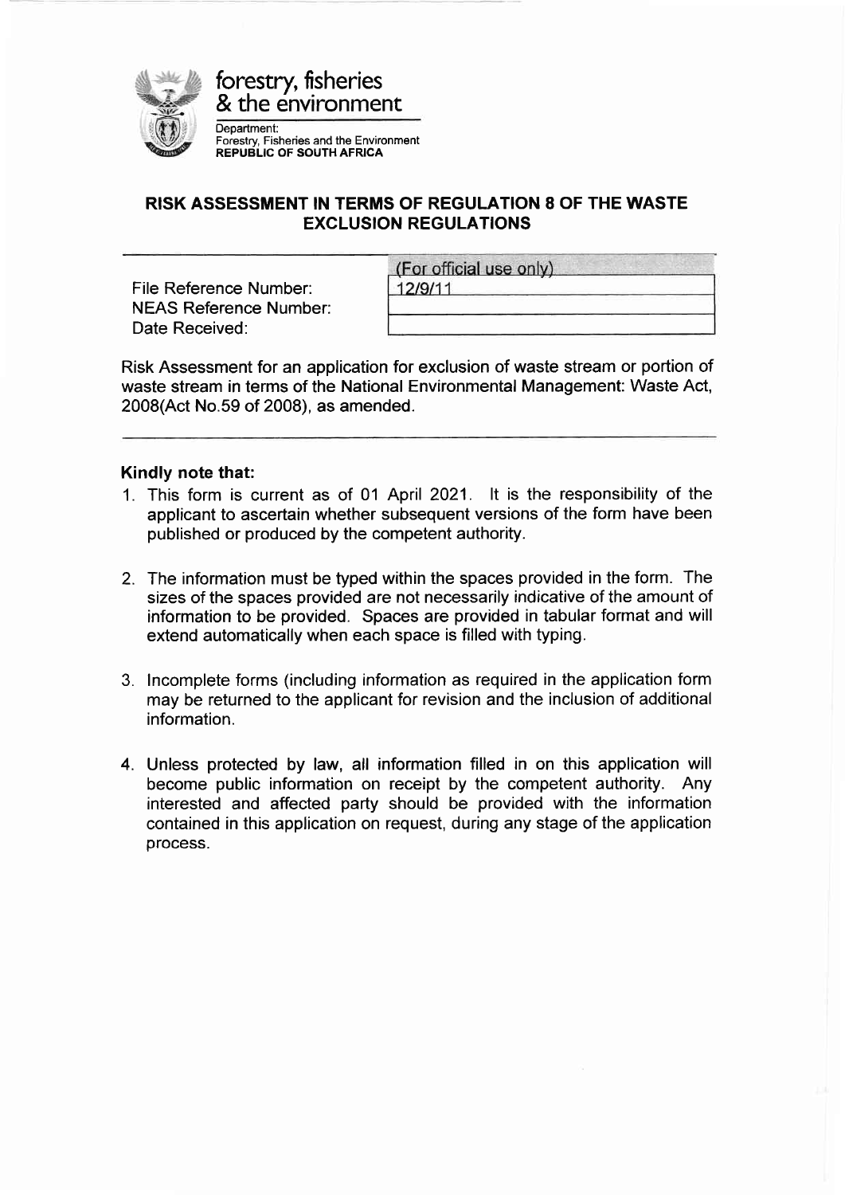forestry, fisheries
& the environment

Department:
Forestry, Fisheries and the Environment
**REPUBLIC OF SOUTH AFRICA**

## RISK ASSESSMENT IN TERMS OF REGULATION 8 OF THE WASTE EXCLUSION REGULATIONS

| | (For official use only) |
|---|---|
| File Reference Number: | 12/9/11 |
| NEAS Reference Number: | |
| Date Received: | |

Risk Assessment for an application for exclusion of waste stream or portion of waste stream in terms of the National Environmental Management: Waste Act, 2008(Act No.59 of 2008), as amended.

### Kindly note that:

1. This form is current as of 01 April 2021. It is the responsibility of the applicant to ascertain whether subsequent versions of the form have been published or produced by the competent authority.

2. The information must be typed within the spaces provided in the form. The sizes of the spaces provided are not necessarily indicative of the amount of information to be provided. Spaces are provided in tabular format and will extend automatically when each space is filled with typing.

3. Incomplete forms (including information as required in the application form may be returned to the applicant for revision and the inclusion of additional information.

4. Unless protected by law, all information filled in on this application will become public information on receipt by the competent authority. Any interested and affected party should be provided with the information contained in this application on request, during any stage of the application process.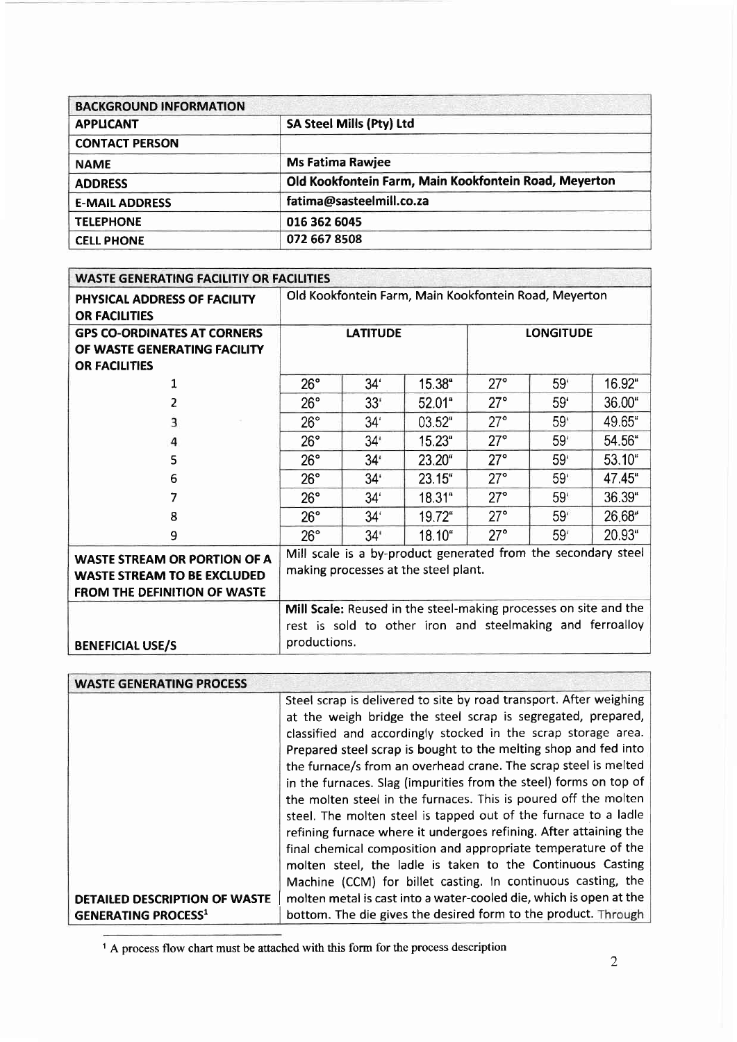| BACKGROUND INFORMATION | |
|---|---|
| **APPLICANT** | **SA Steel Mills (Pty) Ltd** |
| **CONTACT PERSON** | |
| **NAME** | **Ms Fatima Rawjee** |
| **ADDRESS** | **Old Kookfontein Farm, Main Kookfontein Road, Meyerton** |
| **E-MAIL ADDRESS** | **fatima@sasteelmill.co.za** |
| **TELEPHONE** | **016 362 6045** |
| **CELL PHONE** | **072 667 8508** |

| WASTE GENERATING FACILITIY OR FACILITIES | | | | | | |
|---|---|---|---|---|---|---|
| **PHYSICAL ADDRESS OF FACILITY OR FACILITIES** | Old Kookfontein Farm, Main Kookfontein Road, Meyerton | | | | | |
| **GPS CO-ORDINATES AT CORNERS OF WASTE GENERATING FACILITY OR FACILITIES** | LATITUDE | | | LONGITUDE | | |
| 1 | 26° | 34' | 15.38" | 27° | 59' | 16.92" |
| 2 | 26° | 33' | 52.01" | 27° | 59' | 36.00" |
| 3 | 26° | 34' | 03.52" | 27° | 59' | 49.65" |
| 4 | 26° | 34' | 15.23" | 27° | 59' | 54.56" |
| 5 | 26° | 34' | 23.20" | 27° | 59' | 53.10" |
| 6 | 26° | 34' | 23.15" | 27° | 59' | 47.45" |
| 7 | 26° | 34' | 18.31" | 27° | 59' | 36.39" |
| 8 | 26° | 34' | 19.72" | 27° | 59' | 26.68" |
| 9 | 26° | 34' | 18.10" | 27° | 59' | 20.93" |
| **WASTE STREAM OR PORTION OF A WASTE STREAM TO BE EXCLUDED FROM THE DEFINITION OF WASTE** | Mill scale is a by-product generated from the secondary steel making processes at the steel plant. | | | | | |
| **BENEFICIAL USE/S** | **Mill Scale:** Reused in the steel-making processes on site and the rest is sold to other iron and steelmaking and ferroalloy productions. | | | | | |

| WASTE GENERATING PROCESS | |
|---|---|
| **DETAILED DESCRIPTION OF WASTE GENERATING PROCESS[1]** | Steel scrap is delivered to site by road transport. After weighing at the weigh bridge the steel scrap is segregated, prepared, classified and accordingly stocked in the scrap storage area. Prepared steel scrap is bought to the melting shop and fed into the furnace/s from an overhead crane. The scrap steel is melted in the furnaces. Slag (impurities from the steel) forms on top of the molten steel in the furnaces. This is poured off the molten steel. The molten steel is tapped out of the furnace to a ladle refining furnace where it undergoes refining. After attaining the final chemical composition and appropriate temperature of the molten steel, the ladle is taken to the Continuous Casting Machine (CCM) for billet casting. In continuous casting, the molten metal is cast into a water-cooled die, which is open at the bottom. The die gives the desired form to the product. Through |

[1] A process flow chart must be attached with this form for the process description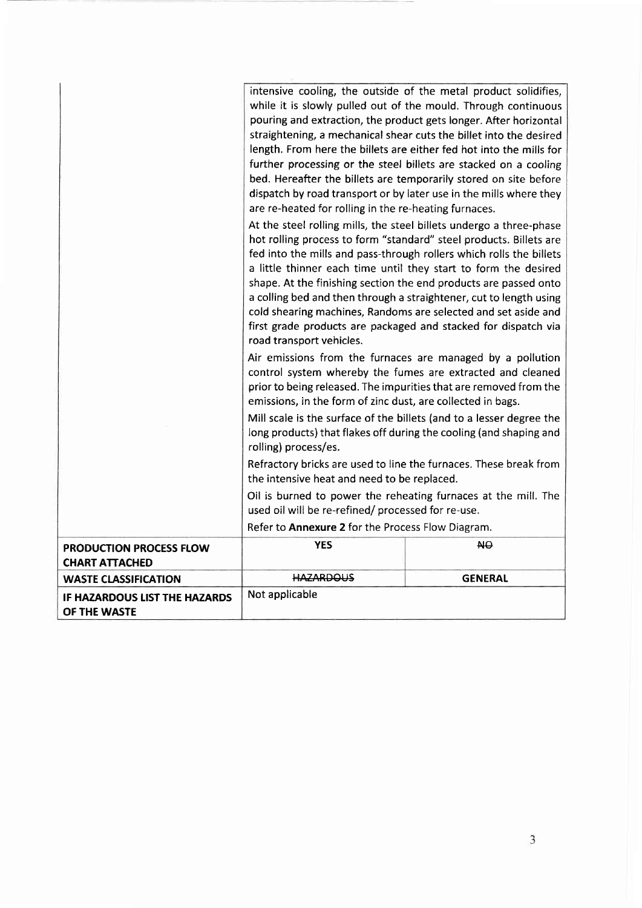| | | |
|---|---|---|
| | intensive cooling, the outside of the metal product solidifies, while it is slowly pulled out of the mould. Through continuous pouring and extraction, the product gets longer. After horizontal straightening, a mechanical shear cuts the billet into the desired length. From here the billets are either fed hot into the mills for further processing or the steel billets are stacked on a cooling bed. Hereafter the billets are temporarily stored on site before dispatch by road transport or by later use in the mills where they are re-heated for rolling in the re-heating furnaces.<br><br>At the steel rolling mills, the steel billets undergo a three-phase hot rolling process to form "standard" steel products. Billets are fed into the mills and pass-through rollers which rolls the billets a little thinner each time until they start to form the desired shape. At the finishing section the end products are passed onto a colling bed and then through a straightener, cut to length using cold shearing machines, Randoms are selected and set aside and first grade products are packaged and stacked for dispatch via road transport vehicles.<br><br>Air emissions from the furnaces are managed by a pollution control system whereby the fumes are extracted and cleaned prior to being released. The impurities that are removed from the emissions, in the form of zinc dust, are collected in bags.<br><br>Mill scale is the surface of the billets (and to a lesser degree the long products) that flakes off during the cooling (and shaping and rolling) process/es.<br><br>Refractory bricks are used to line the furnaces. These break from the intensive heat and need to be replaced.<br><br>Oil is burned to power the reheating furnaces at the mill. The used oil will be re-refined/ processed for re-use.<br><br>Refer to **Annexure 2** for the Process Flow Diagram. | |
| **PRODUCTION PROCESS FLOW CHART ATTACHED** | YES | ~~NO~~ |
| **WASTE CLASSIFICATION** | ~~HAZARDOUS~~ | GENERAL |
| **IF HAZARDOUS LIST THE HAZARDS OF THE WASTE** | Not applicable | |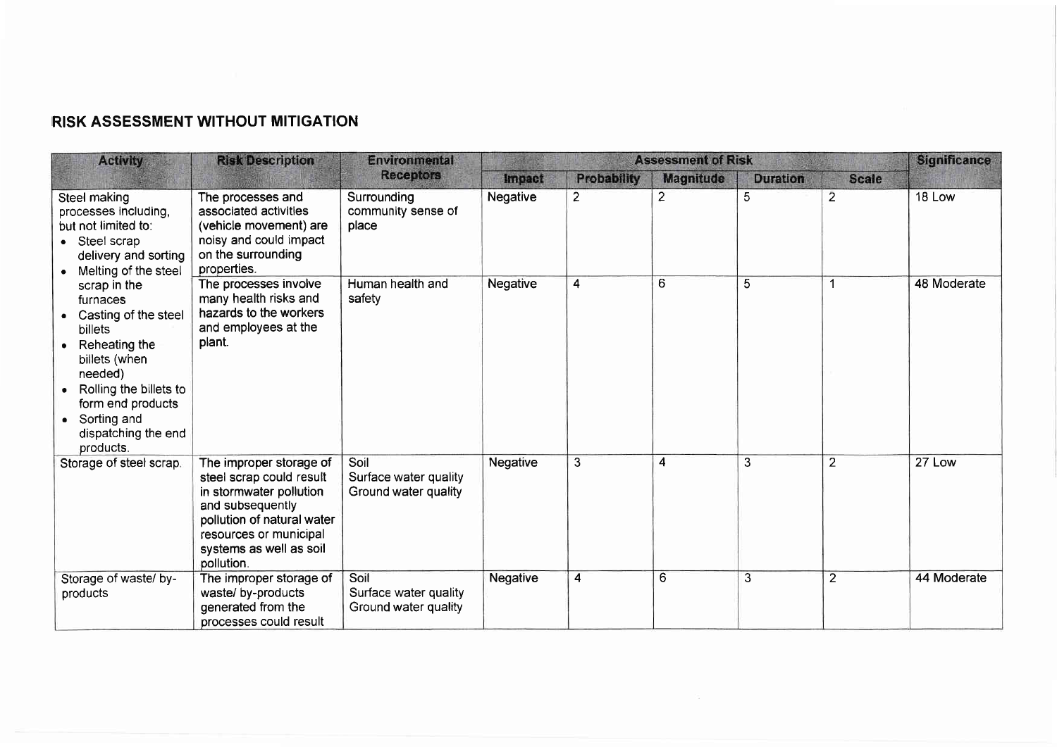## RISK ASSESSMENT WITHOUT MITIGATION

| Activity | Risk Description | Environmental Receptors | Assessment of Risk | | | | | Significance |
|---|---|---|---|---|---|---|---|---|
| | | | Impact | Probability | Magnitude | Duration | Scale | |
| Steel making processes including, but not limited to: • Steel scrap delivery and sorting • Melting of the steel scrap in the furnaces • Casting of the steel billets • Reheating the billets (when needed) • Rolling the billets to form end products • Sorting and dispatching the end products. | The processes and associated activities (vehicle movement) are noisy and could impact on the surrounding properties. | Surrounding community sense of place | Negative | 2 | 2 | 5 | 2 | 18 Low |
| | The processes involve many health risks and hazards to the workers and employees at the plant. | Human health and safety | Negative | 4 | 6 | 5 | 1 | 48 Moderate |
| Storage of steel scrap. | The improper storage of steel scrap could result in stormwater pollution and subsequently pollution of natural water resources or municipal systems as well as soil pollution. | Soil<br>Surface water quality<br>Ground water quality | Negative | 3 | 4 | 3 | 2 | 27 Low |
| Storage of waste/ by-products | The improper storage of waste/ by-products generated from the processes could result | Soil<br>Surface water quality<br>Ground water quality | Negative | 4 | 6 | 3 | 2 | 44 Moderate |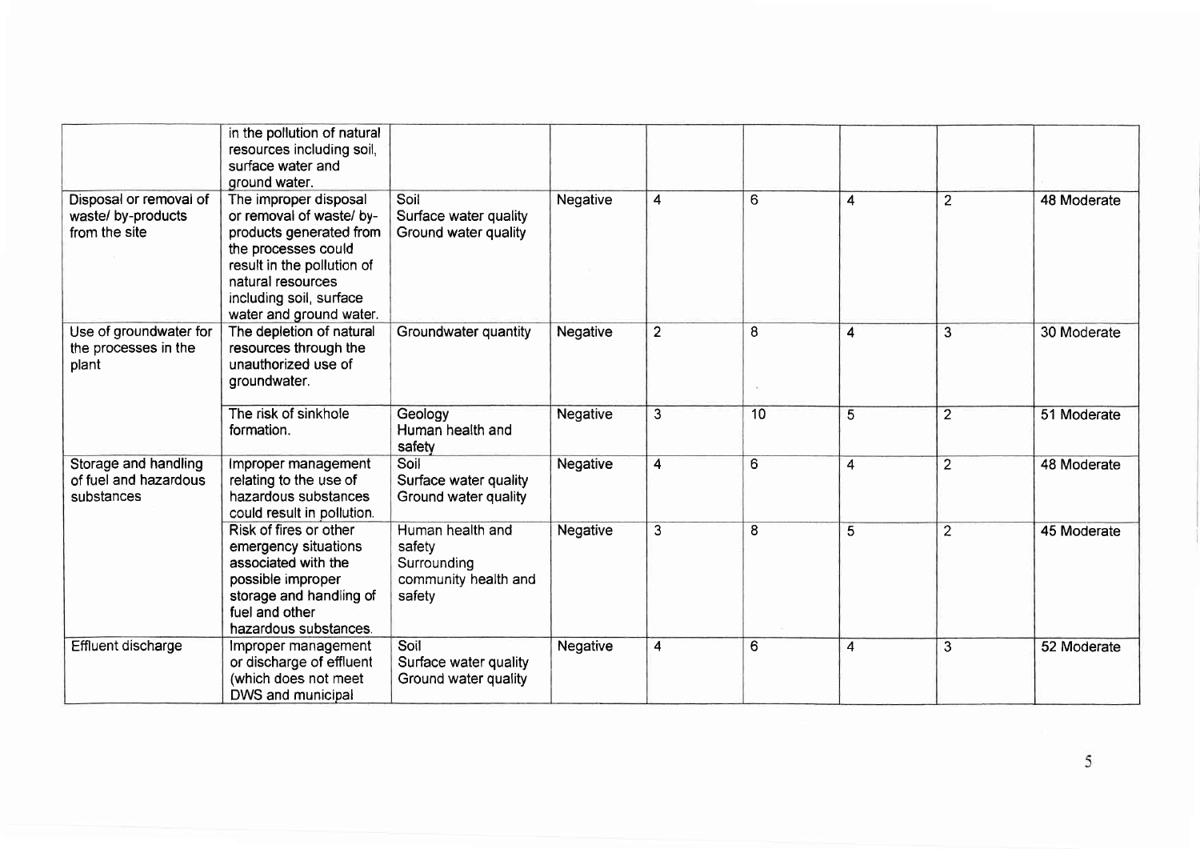| | | | | | | | | |
|---|---|---|---|---|---|---|---|---|
| | in the pollution of natural resources including soil, surface water and ground water. | | | | | | | |
| Disposal or removal of waste/ by-products from the site | The improper disposal or removal of waste/ by-products generated from the processes could result in the pollution of natural resources including soil, surface water and ground water. | Soil<br>Surface water quality<br>Ground water quality | Negative | 4 | 6 | 4 | 2 | 48 Moderate |
| Use of groundwater for the processes in the plant | The depletion of natural resources through the unauthorized use of groundwater. | Groundwater quantity | Negative | 2 | 8 | 4 | 3 | 30 Moderate |
| | The risk of sinkhole formation. | Geology<br>Human health and safety | Negative | 3 | 10 | 5 | 2 | 51 Moderate |
| Storage and handling of fuel and hazardous substances | Improper management relating to the use of hazardous substances could result in pollution. | Soil<br>Surface water quality<br>Ground water quality | Negative | 4 | 6 | 4 | 2 | 48 Moderate |
| | Risk of fires or other emergency situations associated with the possible improper storage and handling of fuel and other hazardous substances. | Human health and safety<br>Surrounding community health and safety | Negative | 3 | 8 | 5 | 2 | 45 Moderate |
| Effluent discharge | Improper management or discharge of effluent (which does not meet DWS and municipal | Soil<br>Surface water quality<br>Ground water quality | Negative | 4 | 6 | 4 | 3 | 52 Moderate |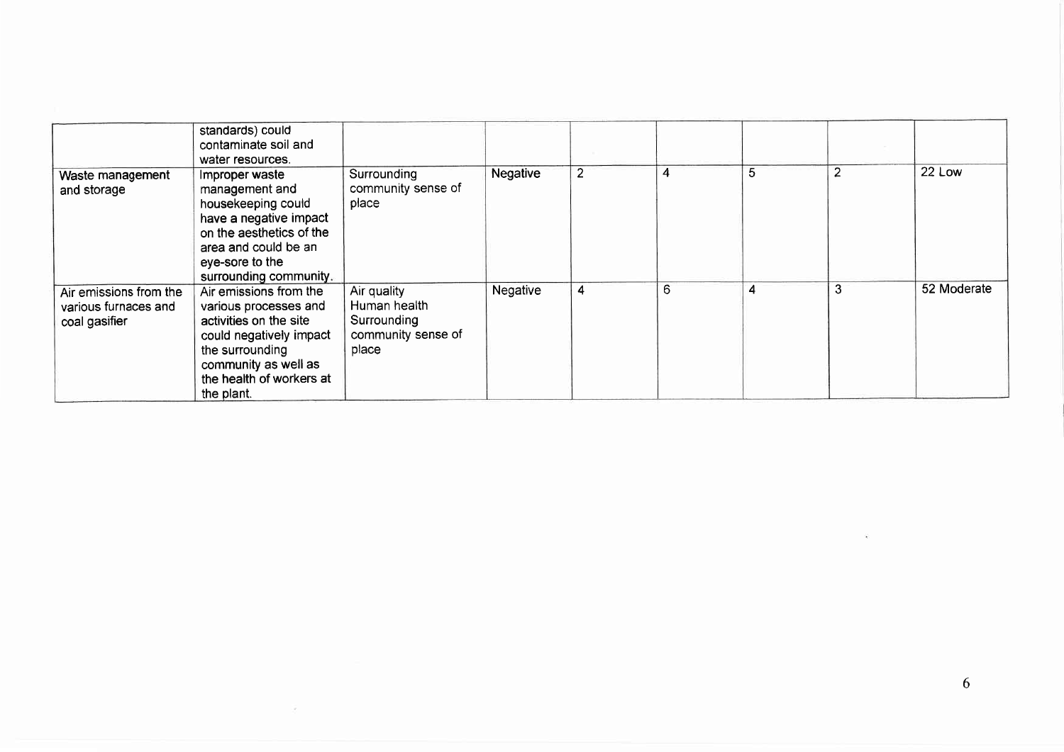| | | | | | | | | |
|---|---|---|---|---|---|---|---|---|
| | standards) could contaminate soil and water resources. | | | | | | | |
| Waste management and storage | Improper waste management and housekeeping could have a negative impact on the aesthetics of the area and could be an eye-sore to the surrounding community. | Surrounding community sense of place | Negative | 2 | 4 | 5 | 2 | 22 Low |
| Air emissions from the various furnaces and coal gasifier | Air emissions from the various processes and activities on the site could negatively impact the surrounding community as well as the health of workers at the plant. | Air quality<br>Human health<br>Surrounding community sense of place | Negative | 4 | 6 | 4 | 3 | 52 Moderate |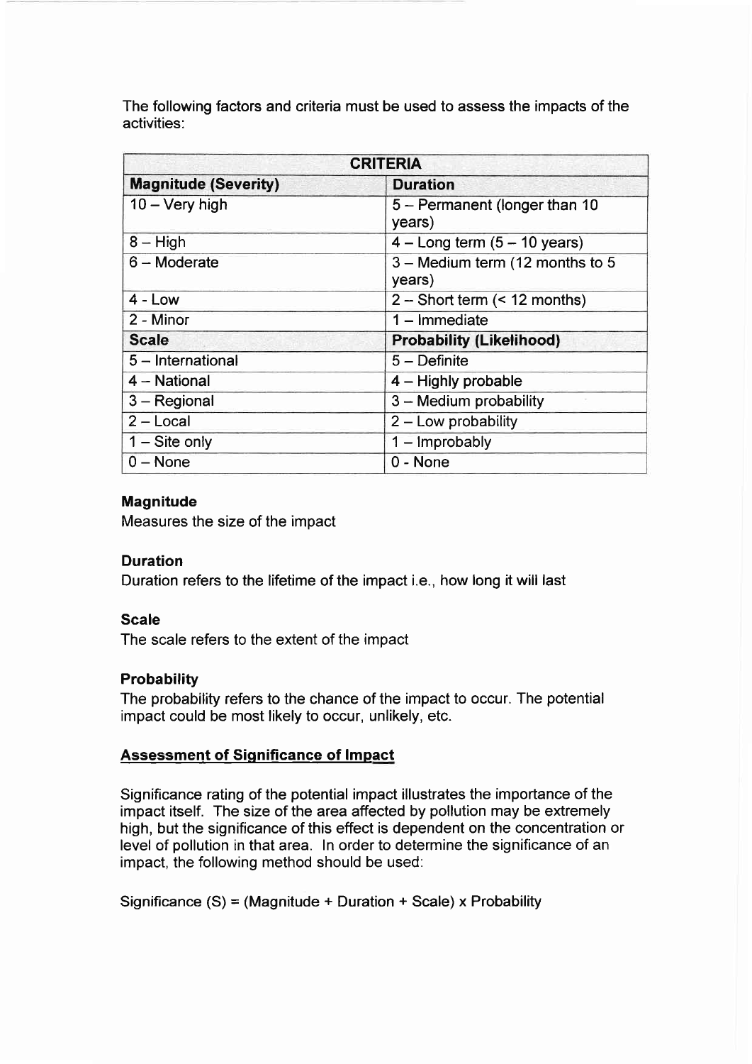The following factors and criteria must be used to assess the impacts of the activities:

| CRITERIA | |
|---|---|
| **Magnitude (Severity)** | **Duration** |
| 10 – Very high | 5 – Permanent (longer than 10 years) |
| 8 – High | 4 – Long term (5 – 10 years) |
| 6 – Moderate | 3 – Medium term (12 months to 5 years) |
| 4 - Low | 2 – Short term (< 12 months) |
| 2 - Minor | 1 – Immediate |
| **Scale** | **Probability (Likelihood)** |
| 5 – International | 5 – Definite |
| 4 – National | 4 – Highly probable |
| 3 – Regional | 3 – Medium probability |
| 2 – Local | 2 – Low probability |
| 1 – Site only | 1 – Improbably |
| 0 – None | 0 - None |

**Magnitude**

Measures the size of the impact

**Duration**

Duration refers to the lifetime of the impact i.e., how long it will last

**Scale**

The scale refers to the extent of the impact

**Probability**

The probability refers to the chance of the impact to occur. The potential impact could be most likely to occur, unlikely, etc.

**Assessment of Significance of Impact**

Significance rating of the potential impact illustrates the importance of the impact itself. The size of the area affected by pollution may be extremely high, but the significance of this effect is dependent on the concentration or level of pollution in that area. In order to determine the significance of an impact, the following method should be used:

Significance (S) = (Magnitude + Duration + Scale) x Probability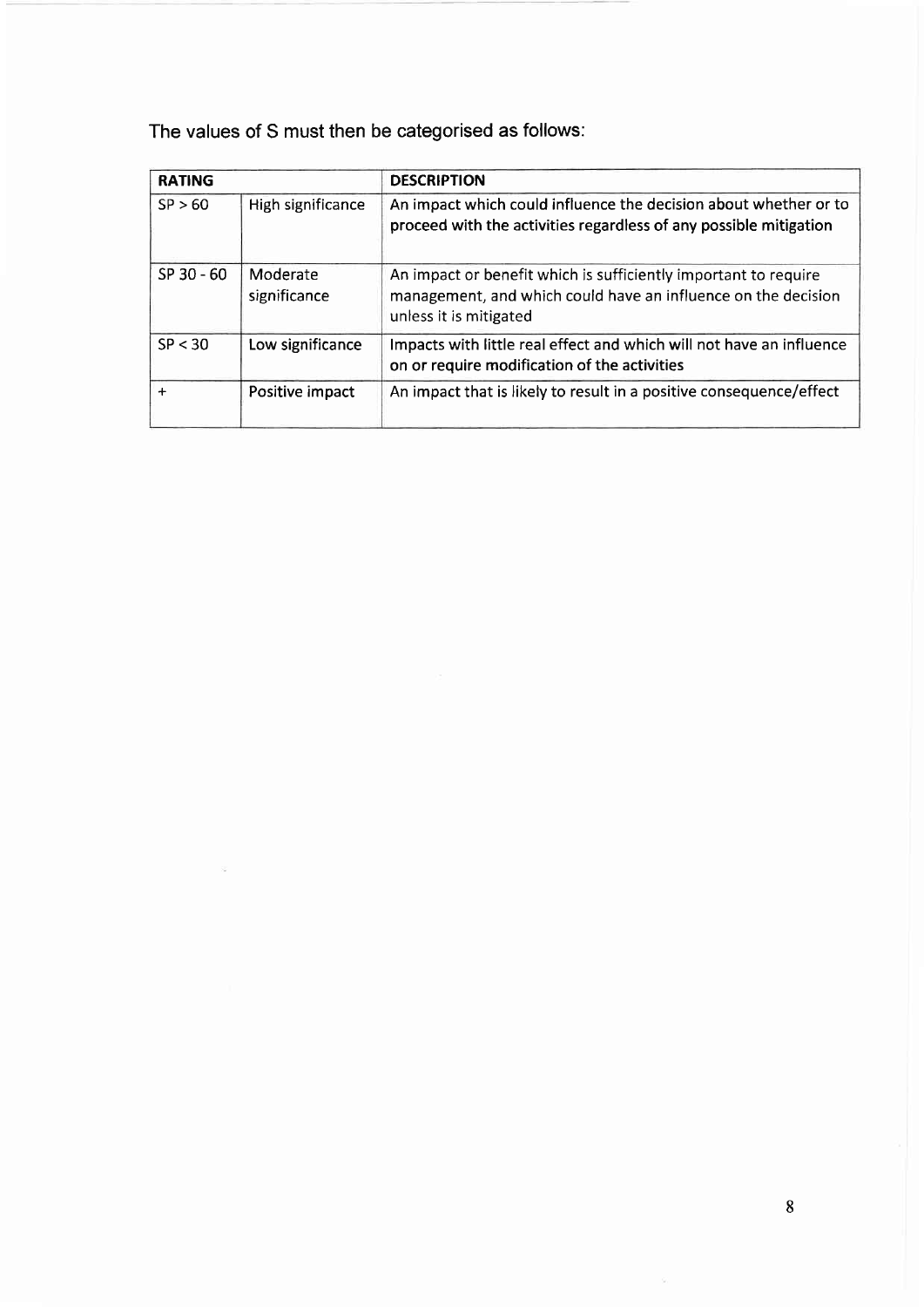The values of S must then be categorised as follows:

| RATING | | DESCRIPTION |
|---|---|---|
| SP > 60 | High significance | An impact which could influence the decision about whether or to proceed with the activities regardless of any possible mitigation |
| SP 30 - 60 | Moderate significance | An impact or benefit which is sufficiently important to require management, and which could have an influence on the decision unless it is mitigated |
| SP < 30 | Low significance | Impacts with little real effect and which will not have an influence on or require modification of the activities |
| + | Positive impact | An impact that is likely to result in a positive consequence/effect |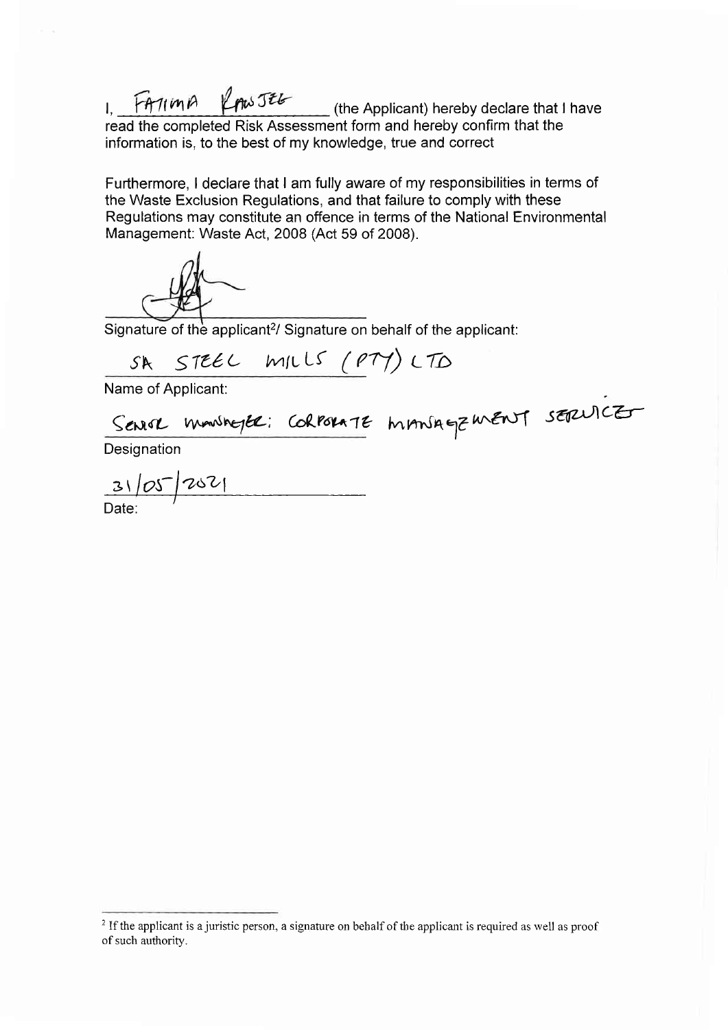I, FATIMA KAWSTEE (the Applicant) hereby declare that I have read the completed Risk Assessment form and hereby confirm that the information is, to the best of my knowledge, true and correct

Furthermore, I declare that I am fully aware of my responsibilities in terms of the Waste Exclusion Regulations, and that failure to comply with these Regulations may constitute an offence in terms of the National Environmental Management: Waste Act, 2008 (Act 59 of 2008).

______________________________
Signature of the applicant[2]/ Signature on behalf of the applicant:

SA STEEL MILLS (PTY) LTD
Name of Applicant:

SENIOR MANAGER: CORPORATE MANAGEMENT SERVICES
Designation

31/05/2021
Date:

---

[2] If the applicant is a juristic person, a signature on behalf of the applicant is required as well as proof of such authority.